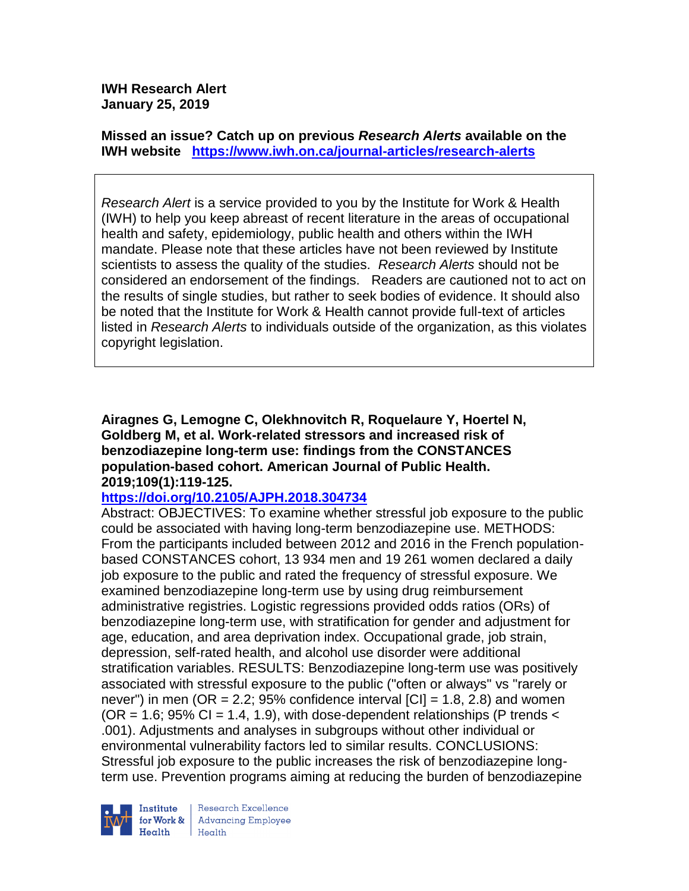**IWH Research Alert**
**January 25, 2019**

**Missed an issue? Catch up on previous *Research Alerts* available on the IWH website** **https://www.iwh.on.ca/journal-articles/research-alerts**

*Research Alert* is a service provided to you by the Institute for Work & Health (IWH) to help you keep abreast of recent literature in the areas of occupational health and safety, epidemiology, public health and others within the IWH mandate. Please note that these articles have not been reviewed by Institute scientists to assess the quality of the studies. *Research Alerts* should not be considered an endorsement of the findings. Readers are cautioned not to act on the results of single studies, but rather to seek bodies of evidence. It should also be noted that the Institute for Work & Health cannot provide full-text of articles listed in *Research Alerts* to individuals outside of the organization, as this violates copyright legislation.

**Airagnes G, Lemogne C, Olekhnovitch R, Roquelaure Y, Hoertel N, Goldberg M, et al. Work-related stressors and increased risk of benzodiazepine long-term use: findings from the CONSTANCES population-based cohort. American Journal of Public Health. 2019;109(1):119-125.**

**https://doi.org/10.2105/AJPH.2018.304734**

Abstract: OBJECTIVES: To examine whether stressful job exposure to the public could be associated with having long-term benzodiazepine use. METHODS: From the participants included between 2012 and 2016 in the French population-based CONSTANCES cohort, 13 934 men and 19 261 women declared a daily job exposure to the public and rated the frequency of stressful exposure. We examined benzodiazepine long-term use by using drug reimbursement administrative registries. Logistic regressions provided odds ratios (ORs) of benzodiazepine long-term use, with stratification for gender and adjustment for age, education, and area deprivation index. Occupational grade, job strain, depression, self-rated health, and alcohol use disorder were additional stratification variables. RESULTS: Benzodiazepine long-term use was positively associated with stressful exposure to the public ("often or always" vs "rarely or never") in men (OR = 2.2; 95% confidence interval [CI] = 1.8, 2.8) and women (OR = 1.6; 95% CI = 1.4, 1.9), with dose-dependent relationships (P trends < .001). Adjustments and analyses in subgroups without other individual or environmental vulnerability factors led to similar results. CONCLUSIONS: Stressful job exposure to the public increases the risk of benzodiazepine long-term use. Prevention programs aiming at reducing the burden of benzodiazepine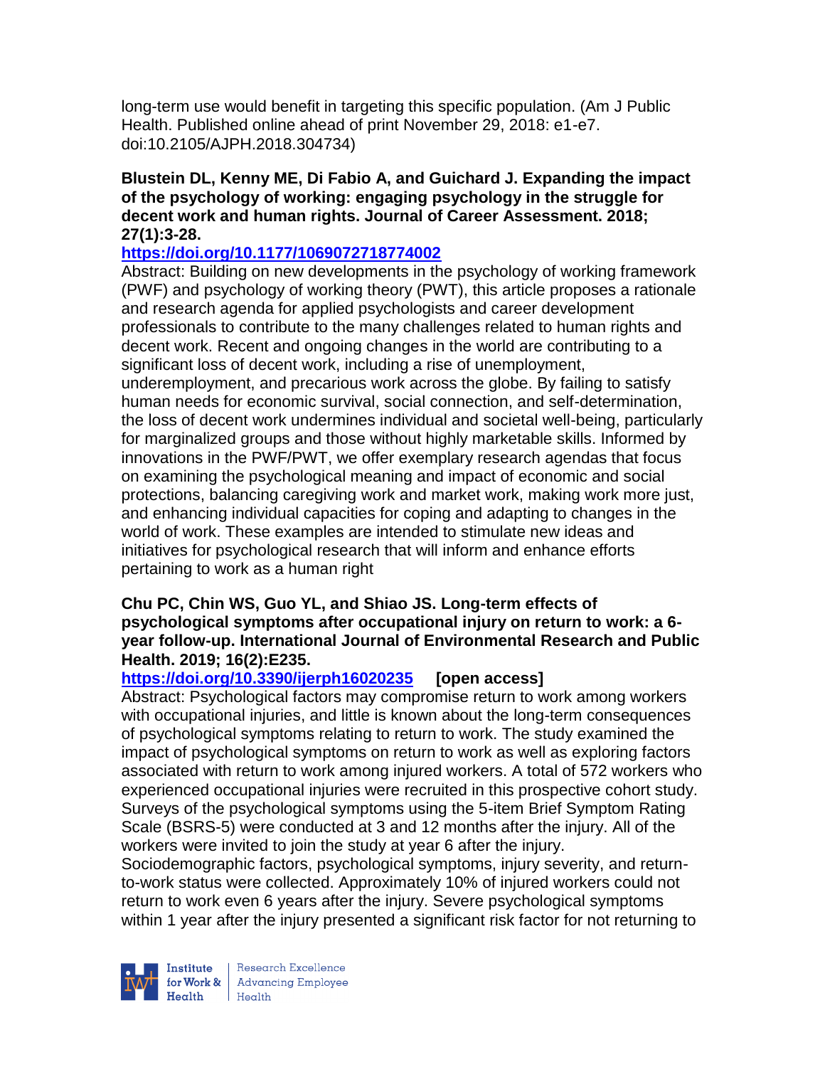long-term use would benefit in targeting this specific population. (Am J Public Health. Published online ahead of print November 29, 2018: e1-e7. doi:10.2105/AJPH.2018.304734)

**Blustein DL, Kenny ME, Di Fabio A, and Guichard J. Expanding the impact of the psychology of working: engaging psychology in the struggle for decent work and human rights. Journal of Career Assessment. 2018; 27(1):3-28.**

**https://doi.org/10.1177/1069072718774002**

Abstract: Building on new developments in the psychology of working framework (PWF) and psychology of working theory (PWT), this article proposes a rationale and research agenda for applied psychologists and career development professionals to contribute to the many challenges related to human rights and decent work. Recent and ongoing changes in the world are contributing to a significant loss of decent work, including a rise of unemployment, underemployment, and precarious work across the globe. By failing to satisfy human needs for economic survival, social connection, and self-determination, the loss of decent work undermines individual and societal well-being, particularly for marginalized groups and those without highly marketable skills. Informed by innovations in the PWF/PWT, we offer exemplary research agendas that focus on examining the psychological meaning and impact of economic and social protections, balancing caregiving work and market work, making work more just, and enhancing individual capacities for coping and adapting to changes in the world of work. These examples are intended to stimulate new ideas and initiatives for psychological research that will inform and enhance efforts pertaining to work as a human right

**Chu PC, Chin WS, Guo YL, and Shiao JS. Long-term effects of psychological symptoms after occupational injury on return to work: a 6-year follow-up. International Journal of Environmental Research and Public Health. 2019; 16(2):E235.**

**https://doi.org/10.3390/ijerph16020235 [open access]**

Abstract: Psychological factors may compromise return to work among workers with occupational injuries, and little is known about the long-term consequences of psychological symptoms relating to return to work. The study examined the impact of psychological symptoms on return to work as well as exploring factors associated with return to work among injured workers. A total of 572 workers who experienced occupational injuries were recruited in this prospective cohort study. Surveys of the psychological symptoms using the 5-item Brief Symptom Rating Scale (BSRS-5) were conducted at 3 and 12 months after the injury. All of the workers were invited to join the study at year 6 after the injury. Sociodemographic factors, psychological symptoms, injury severity, and return-to-work status were collected. Approximately 10% of injured workers could not return to work even 6 years after the injury. Severe psychological symptoms within 1 year after the injury presented a significant risk factor for not returning to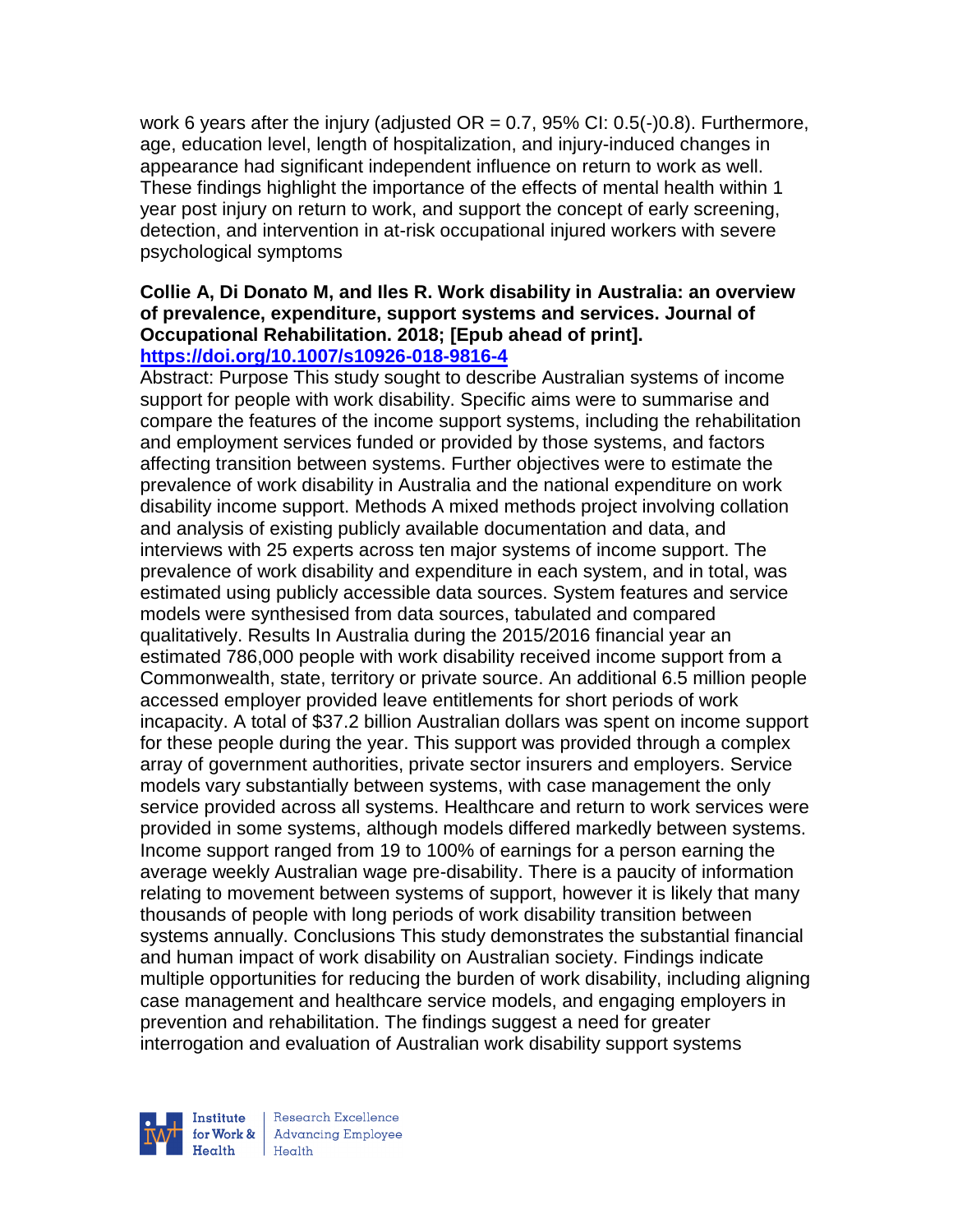work 6 years after the injury (adjusted OR = 0.7, 95% CI: 0.5(-)0.8). Furthermore, age, education level, length of hospitalization, and injury-induced changes in appearance had significant independent influence on return to work as well. These findings highlight the importance of the effects of mental health within 1 year post injury on return to work, and support the concept of early screening, detection, and intervention in at-risk occupational injured workers with severe psychological symptoms

**Collie A, Di Donato M, and Iles R. Work disability in Australia: an overview of prevalence, expenditure, support systems and services. Journal of Occupational Rehabilitation. 2018; [Epub ahead of print].**
**https://doi.org/10.1007/s10926-018-9816-4**

Abstract: Purpose This study sought to describe Australian systems of income support for people with work disability. Specific aims were to summarise and compare the features of the income support systems, including the rehabilitation and employment services funded or provided by those systems, and factors affecting transition between systems. Further objectives were to estimate the prevalence of work disability in Australia and the national expenditure on work disability income support. Methods A mixed methods project involving collation and analysis of existing publicly available documentation and data, and interviews with 25 experts across ten major systems of income support. The prevalence of work disability and expenditure in each system, and in total, was estimated using publicly accessible data sources. System features and service models were synthesised from data sources, tabulated and compared qualitatively. Results In Australia during the 2015/2016 financial year an estimated 786,000 people with work disability received income support from a Commonwealth, state, territory or private source. An additional 6.5 million people accessed employer provided leave entitlements for short periods of work incapacity. A total of $37.2 billion Australian dollars was spent on income support for these people during the year. This support was provided through a complex array of government authorities, private sector insurers and employers. Service models vary substantially between systems, with case management the only service provided across all systems. Healthcare and return to work services were provided in some systems, although models differed markedly between systems. Income support ranged from 19 to 100% of earnings for a person earning the average weekly Australian wage pre-disability. There is a paucity of information relating to movement between systems of support, however it is likely that many thousands of people with long periods of work disability transition between systems annually. Conclusions This study demonstrates the substantial financial and human impact of work disability on Australian society. Findings indicate multiple opportunities for reducing the burden of work disability, including aligning case management and healthcare service models, and engaging employers in prevention and rehabilitation. The findings suggest a need for greater interrogation and evaluation of Australian work disability support systems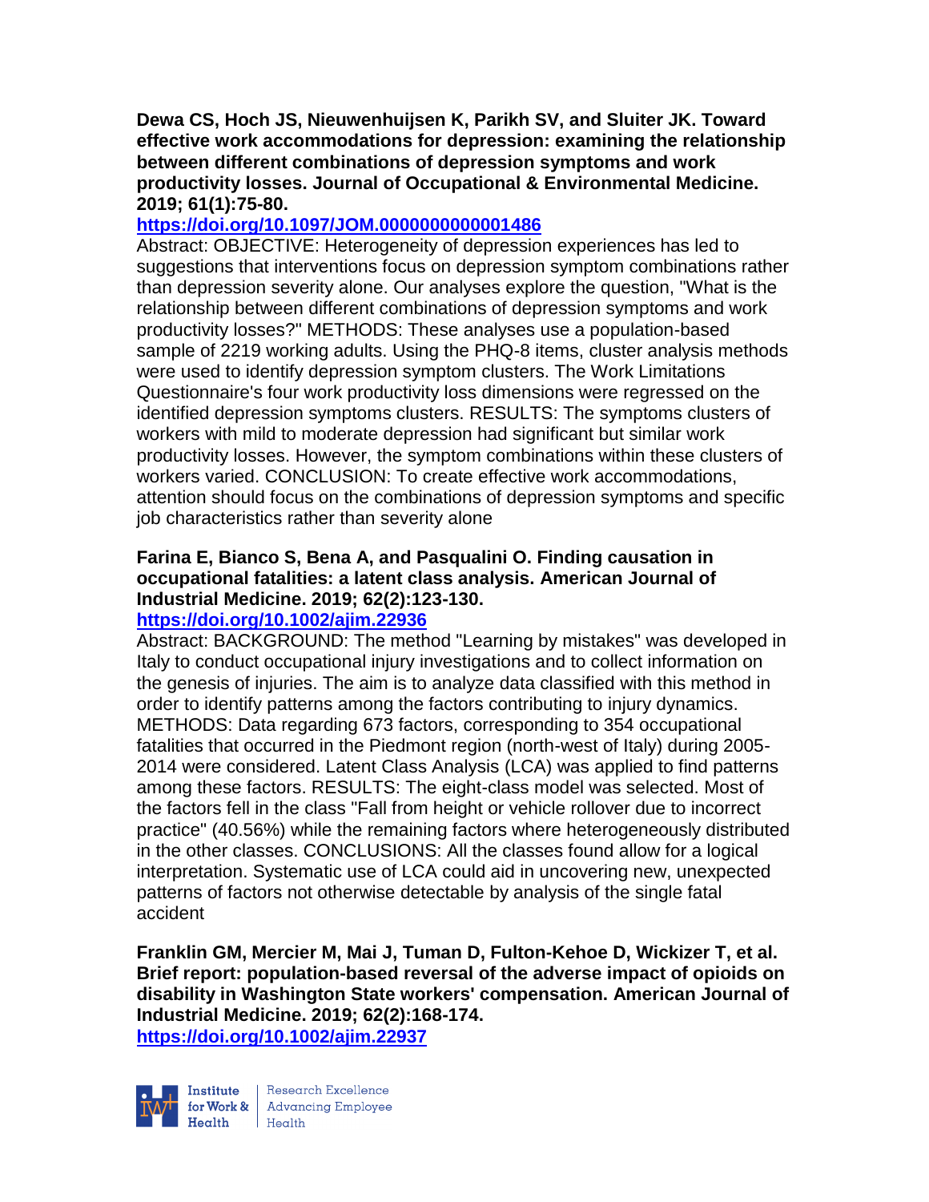**Dewa CS, Hoch JS, Nieuwenhuijsen K, Parikh SV, and Sluiter JK. Toward effective work accommodations for depression: examining the relationship between different combinations of depression symptoms and work productivity losses. Journal of Occupational & Environmental Medicine. 2019; 61(1):75-80.**

**https://doi.org/10.1097/JOM.0000000000001486**

Abstract: OBJECTIVE: Heterogeneity of depression experiences has led to suggestions that interventions focus on depression symptom combinations rather than depression severity alone. Our analyses explore the question, "What is the relationship between different combinations of depression symptoms and work productivity losses?" METHODS: These analyses use a population-based sample of 2219 working adults. Using the PHQ-8 items, cluster analysis methods were used to identify depression symptom clusters. The Work Limitations Questionnaire's four work productivity loss dimensions were regressed on the identified depression symptoms clusters. RESULTS: The symptoms clusters of workers with mild to moderate depression had significant but similar work productivity losses. However, the symptom combinations within these clusters of workers varied. CONCLUSION: To create effective work accommodations, attention should focus on the combinations of depression symptoms and specific job characteristics rather than severity alone

**Farina E, Bianco S, Bena A, and Pasqualini O. Finding causation in occupational fatalities: a latent class analysis. American Journal of Industrial Medicine. 2019; 62(2):123-130.**

**https://doi.org/10.1002/ajim.22936**

Abstract: BACKGROUND: The method "Learning by mistakes" was developed in Italy to conduct occupational injury investigations and to collect information on the genesis of injuries. The aim is to analyze data classified with this method in order to identify patterns among the factors contributing to injury dynamics. METHODS: Data regarding 673 factors, corresponding to 354 occupational fatalities that occurred in the Piedmont region (north-west of Italy) during 2005-2014 were considered. Latent Class Analysis (LCA) was applied to find patterns among these factors. RESULTS: The eight-class model was selected. Most of the factors fell in the class "Fall from height or vehicle rollover due to incorrect practice" (40.56%) while the remaining factors where heterogeneously distributed in the other classes. CONCLUSIONS: All the classes found allow for a logical interpretation. Systematic use of LCA could aid in uncovering new, unexpected patterns of factors not otherwise detectable by analysis of the single fatal accident

**Franklin GM, Mercier M, Mai J, Tuman D, Fulton-Kehoe D, Wickizer T, et al. Brief report: population-based reversal of the adverse impact of opioids on disability in Washington State workers' compensation. American Journal of Industrial Medicine. 2019; 62(2):168-174.**

**https://doi.org/10.1002/ajim.22937**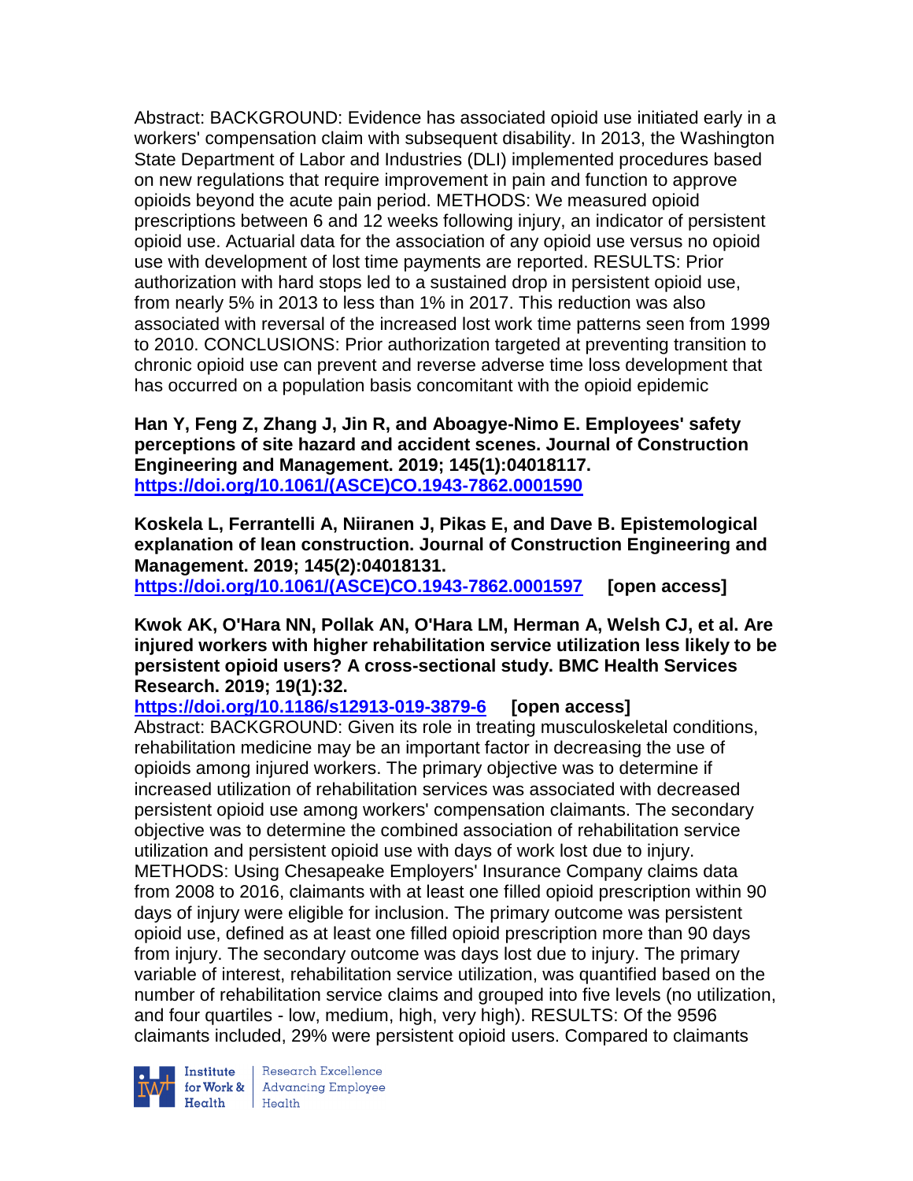Abstract: BACKGROUND: Evidence has associated opioid use initiated early in a workers' compensation claim with subsequent disability. In 2013, the Washington State Department of Labor and Industries (DLI) implemented procedures based on new regulations that require improvement in pain and function to approve opioids beyond the acute pain period. METHODS: We measured opioid prescriptions between 6 and 12 weeks following injury, an indicator of persistent opioid use. Actuarial data for the association of any opioid use versus no opioid use with development of lost time payments are reported. RESULTS: Prior authorization with hard stops led to a sustained drop in persistent opioid use, from nearly 5% in 2013 to less than 1% in 2017. This reduction was also associated with reversal of the increased lost work time patterns seen from 1999 to 2010. CONCLUSIONS: Prior authorization targeted at preventing transition to chronic opioid use can prevent and reverse adverse time loss development that has occurred on a population basis concomitant with the opioid epidemic

**Han Y, Feng Z, Zhang J, Jin R, and Aboagye-Nimo E. Employees' safety perceptions of site hazard and accident scenes. Journal of Construction Engineering and Management. 2019; 145(1):04018117.**
**[https://doi.org/10.1061/(ASCE)CO.1943-7862.0001590](https://doi.org/10.1061/(ASCE)CO.1943-7862.0001590)**

**Koskela L, Ferrantelli A, Niiranen J, Pikas E, and Dave B. Epistemological explanation of lean construction. Journal of Construction Engineering and Management. 2019; 145(2):04018131.**
**[https://doi.org/10.1061/(ASCE)CO.1943-7862.0001597](https://doi.org/10.1061/(ASCE)CO.1943-7862.0001597) [open access]**

**Kwok AK, O'Hara NN, Pollak AN, O'Hara LM, Herman A, Welsh CJ, et al. Are injured workers with higher rehabilitation service utilization less likely to be persistent opioid users? A cross-sectional study. BMC Health Services Research. 2019; 19(1):32.**
**<https://doi.org/10.1186/s12913-019-3879-6> [open access]**
Abstract: BACKGROUND: Given its role in treating musculoskeletal conditions, rehabilitation medicine may be an important factor in decreasing the use of opioids among injured workers. The primary objective was to determine if increased utilization of rehabilitation services was associated with decreased persistent opioid use among workers' compensation claimants. The secondary objective was to determine the combined association of rehabilitation service utilization and persistent opioid use with days of work lost due to injury. METHODS: Using Chesapeake Employers' Insurance Company claims data from 2008 to 2016, claimants with at least one filled opioid prescription within 90 days of injury were eligible for inclusion. The primary outcome was persistent opioid use, defined as at least one filled opioid prescription more than 90 days from injury. The secondary outcome was days lost due to injury. The primary variable of interest, rehabilitation service utilization, was quantified based on the number of rehabilitation service claims and grouped into five levels (no utilization, and four quartiles - low, medium, high, very high). RESULTS: Of the 9596 claimants included, 29% were persistent opioid users. Compared to claimants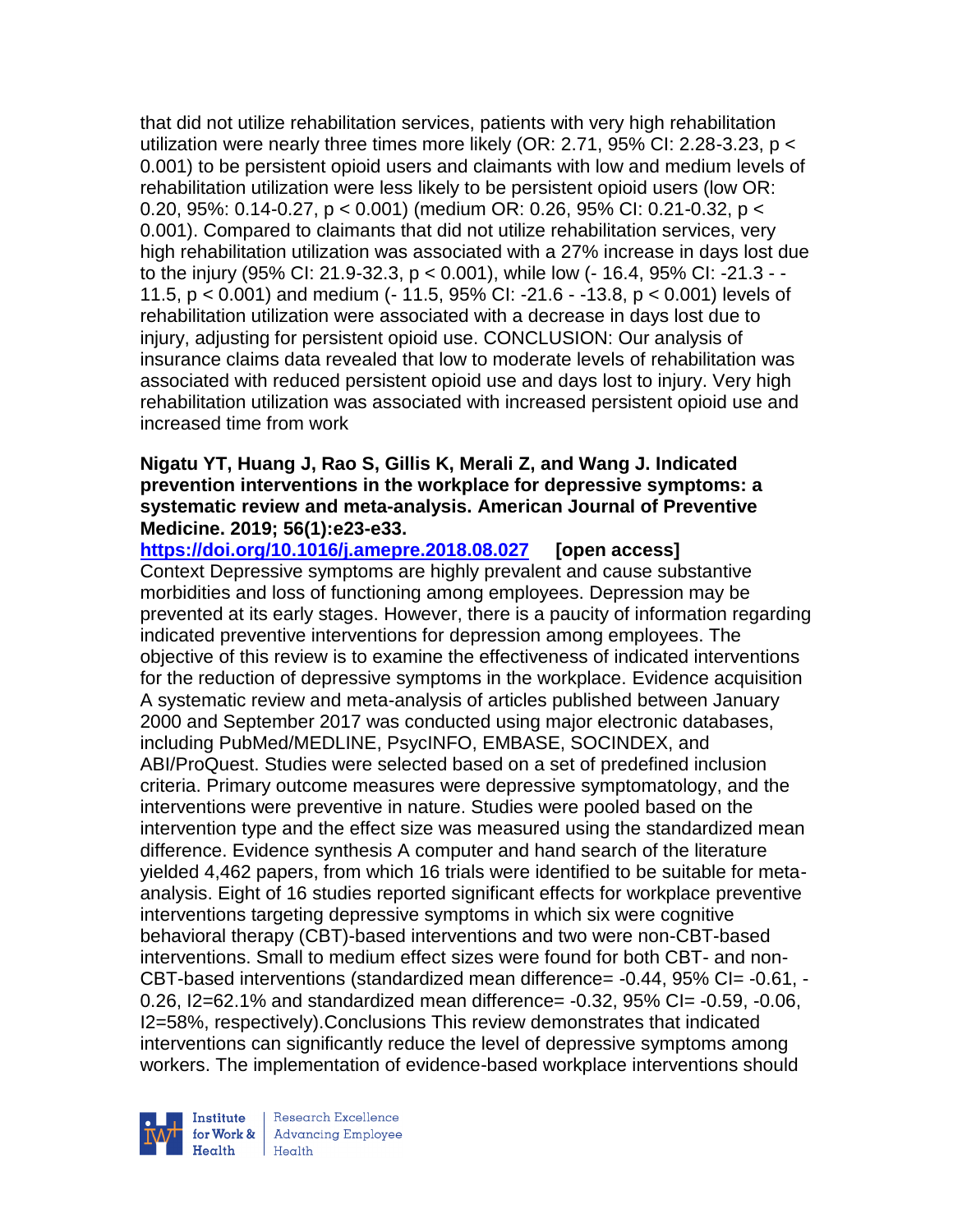that did not utilize rehabilitation services, patients with very high rehabilitation utilization were nearly three times more likely (OR: 2.71, 95% CI: 2.28-3.23, $p < 0.001$) to be persistent opioid users and claimants with low and medium levels of rehabilitation utilization were less likely to be persistent opioid users (low OR: 0.20, 95%: 0.14-0.27, $p < 0.001$) (medium OR: 0.26, 95% CI: 0.21-0.32, $p < 0.001$). Compared to claimants that did not utilize rehabilitation services, very high rehabilitation utilization was associated with a 27% increase in days lost due to the injury (95% CI: 21.9-32.3, $p < 0.001$), while low (- 16.4, 95% CI: -21.3 - -11.5, $p < 0.001$) and medium (- 11.5, 95% CI: -21.6 - -13.8, $p < 0.001$) levels of rehabilitation utilization were associated with a decrease in days lost due to injury, adjusting for persistent opioid use. CONCLUSION: Our analysis of insurance claims data revealed that low to moderate levels of rehabilitation was associated with reduced persistent opioid use and days lost to injury. Very high rehabilitation utilization was associated with increased persistent opioid use and increased time from work

**Nigatu YT, Huang J, Rao S, Gillis K, Merali Z, and Wang J. Indicated prevention interventions in the workplace for depressive symptoms: a systematic review and meta-analysis. American Journal of Preventive Medicine. 2019; 56(1):e23-e33.**
**https://doi.org/10.1016/j.amepre.2018.08.027 [open access]**
Context Depressive symptoms are highly prevalent and cause substantive morbidities and loss of functioning among employees. Depression may be prevented at its early stages. However, there is a paucity of information regarding indicated preventive interventions for depression among employees. The objective of this review is to examine the effectiveness of indicated interventions for the reduction of depressive symptoms in the workplace. Evidence acquisition A systematic review and meta-analysis of articles published between January 2000 and September 2017 was conducted using major electronic databases, including PubMed/MEDLINE, PsycINFO, EMBASE, SOCINDEX, and ABI/ProQuest. Studies were selected based on a set of predefined inclusion criteria. Primary outcome measures were depressive symptomatology, and the interventions were preventive in nature. Studies were pooled based on the intervention type and the effect size was measured using the standardized mean difference. Evidence synthesis A computer and hand search of the literature yielded 4,462 papers, from which 16 trials were identified to be suitable for meta-analysis. Eight of 16 studies reported significant effects for workplace preventive interventions targeting depressive symptoms in which six were cognitive behavioral therapy (CBT)-based interventions and two were non-CBT-based interventions. Small to medium effect sizes were found for both CBT- and non-CBT-based interventions (standardized mean difference= -0.44, 95% CI= -0.61, -0.26, $I^2$=62.1% and standardized mean difference= -0.32, 95% CI= -0.59, -0.06, $I^2$=58%, respectively).Conclusions This review demonstrates that indicated interventions can significantly reduce the level of depressive symptoms among workers. The implementation of evidence-based workplace interventions should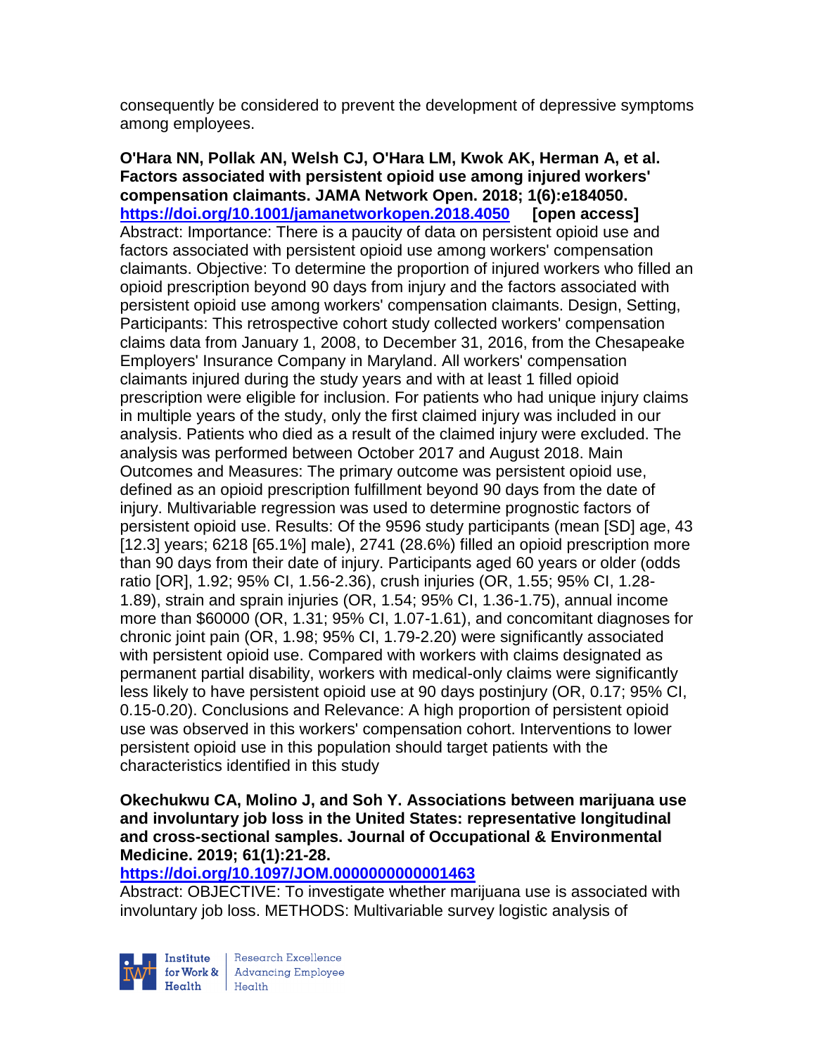consequently be considered to prevent the development of depressive symptoms among employees.

**O'Hara NN, Pollak AN, Welsh CJ, O'Hara LM, Kwok AK, Herman A, et al. Factors associated with persistent opioid use among injured workers' compensation claimants. JAMA Network Open. 2018; 1(6):e184050.**
**https://doi.org/10.1001/jamanetworkopen.2018.4050 [open access]**
Abstract: Importance: There is a paucity of data on persistent opioid use and factors associated with persistent opioid use among workers' compensation claimants. Objective: To determine the proportion of injured workers who filled an opioid prescription beyond 90 days from injury and the factors associated with persistent opioid use among workers' compensation claimants. Design, Setting, Participants: This retrospective cohort study collected workers' compensation claims data from January 1, 2008, to December 31, 2016, from the Chesapeake Employers' Insurance Company in Maryland. All workers' compensation claimants injured during the study years and with at least 1 filled opioid prescription were eligible for inclusion. For patients who had unique injury claims in multiple years of the study, only the first claimed injury was included in our analysis. Patients who died as a result of the claimed injury were excluded. The analysis was performed between October 2017 and August 2018. Main Outcomes and Measures: The primary outcome was persistent opioid use, defined as an opioid prescription fulfillment beyond 90 days from the date of injury. Multivariable regression was used to determine prognostic factors of persistent opioid use. Results: Of the 9596 study participants (mean [SD] age, 43 [12.3] years; 6218 [65.1%] male), 2741 (28.6%) filled an opioid prescription more than 90 days from their date of injury. Participants aged 60 years or older (odds ratio [OR], 1.92; 95% CI, 1.56-2.36), crush injuries (OR, 1.55; 95% CI, 1.28-1.89), strain and sprain injuries (OR, 1.54; 95% CI, 1.36-1.75), annual income more than $60000 (OR, 1.31; 95% CI, 1.07-1.61), and concomitant diagnoses for chronic joint pain (OR, 1.98; 95% CI, 1.79-2.20) were significantly associated with persistent opioid use. Compared with workers with claims designated as permanent partial disability, workers with medical-only claims were significantly less likely to have persistent opioid use at 90 days postinjury (OR, 0.17; 95% CI, 0.15-0.20). Conclusions and Relevance: A high proportion of persistent opioid use was observed in this workers' compensation cohort. Interventions to lower persistent opioid use in this population should target patients with the characteristics identified in this study

**Okechukwu CA, Molino J, and Soh Y. Associations between marijuana use and involuntary job loss in the United States: representative longitudinal and cross-sectional samples. Journal of Occupational & Environmental Medicine. 2019; 61(1):21-28.**
**https://doi.org/10.1097/JOM.0000000000001463**
Abstract: OBJECTIVE: To investigate whether marijuana use is associated with involuntary job loss. METHODS: Multivariable survey logistic analysis of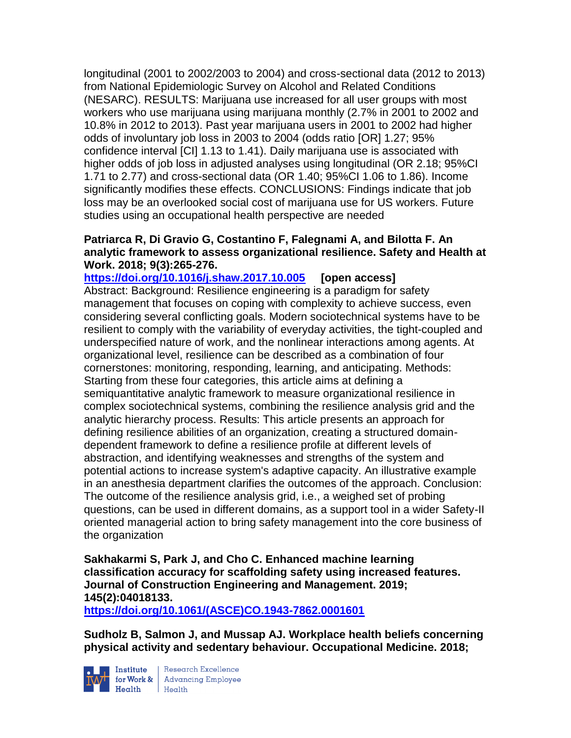longitudinal (2001 to 2002/2003 to 2004) and cross-sectional data (2012 to 2013) from National Epidemiologic Survey on Alcohol and Related Conditions (NESARC). RESULTS: Marijuana use increased for all user groups with most workers who use marijuana using marijuana monthly (2.7% in 2001 to 2002 and 10.8% in 2012 to 2013). Past year marijuana users in 2001 to 2002 had higher odds of involuntary job loss in 2003 to 2004 (odds ratio [OR] 1.27; 95% confidence interval [CI] 1.13 to 1.41). Daily marijuana use is associated with higher odds of job loss in adjusted analyses using longitudinal (OR 2.18; 95%CI 1.71 to 2.77) and cross-sectional data (OR 1.40; 95%CI 1.06 to 1.86). Income significantly modifies these effects. CONCLUSIONS: Findings indicate that job loss may be an overlooked social cost of marijuana use for US workers. Future studies using an occupational health perspective are needed

**Patriarca R, Di Gravio G, Costantino F, Falegnami A, and Bilotta F. An analytic framework to assess organizational resilience. Safety and Health at Work. 2018; 9(3):265-276.**
**https://doi.org/10.1016/j.shaw.2017.10.005 [open access]**
Abstract: Background: Resilience engineering is a paradigm for safety management that focuses on coping with complexity to achieve success, even considering several conflicting goals. Modern sociotechnical systems have to be resilient to comply with the variability of everyday activities, the tight-coupled and underspecified nature of work, and the nonlinear interactions among agents. At organizational level, resilience can be described as a combination of four cornerstones: monitoring, responding, learning, and anticipating. Methods: Starting from these four categories, this article aims at defining a semiquantitative analytic framework to measure organizational resilience in complex sociotechnical systems, combining the resilience analysis grid and the analytic hierarchy process. Results: This article presents an approach for defining resilience abilities of an organization, creating a structured domain-dependent framework to define a resilience profile at different levels of abstraction, and identifying weaknesses and strengths of the system and potential actions to increase system's adaptive capacity. An illustrative example in an anesthesia department clarifies the outcomes of the approach. Conclusion: The outcome of the resilience analysis grid, i.e., a weighed set of probing questions, can be used in different domains, as a support tool in a wider Safety-II oriented managerial action to bring safety management into the core business of the organization

**Sakhakarmi S, Park J, and Cho C. Enhanced machine learning classification accuracy for scaffolding safety using increased features. Journal of Construction Engineering and Management. 2019; 145(2):04018133.**
**https://doi.org/10.1061/(ASCE)CO.1943-7862.0001601**

**Sudholz B, Salmon J, and Mussap AJ. Workplace health beliefs concerning physical activity and sedentary behaviour. Occupational Medicine. 2018;**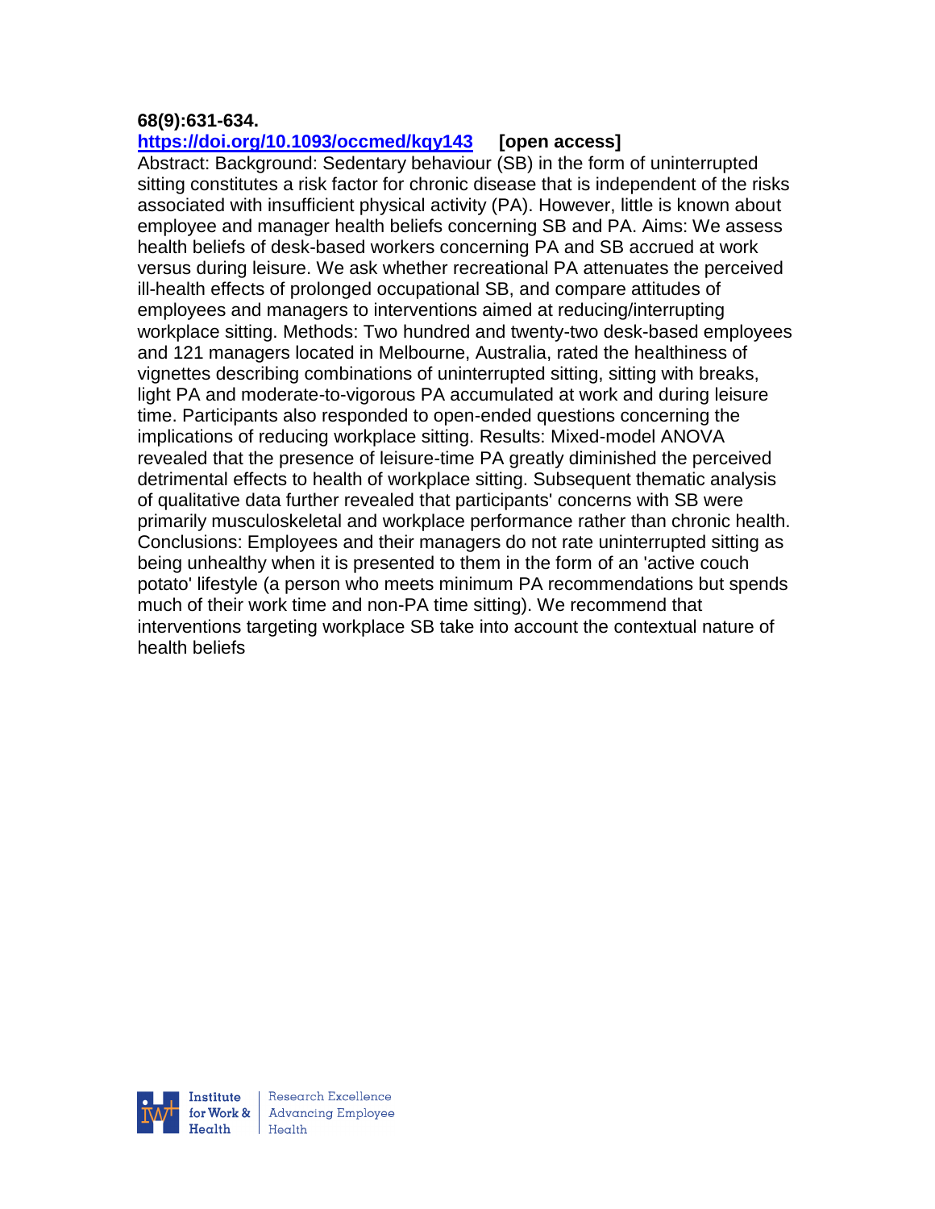**68(9):631-634.**
**https://doi.org/10.1093/occmed/kqy143** **[open access]**
Abstract: Background: Sedentary behaviour (SB) in the form of uninterrupted sitting constitutes a risk factor for chronic disease that is independent of the risks associated with insufficient physical activity (PA). However, little is known about employee and manager health beliefs concerning SB and PA. Aims: We assess health beliefs of desk-based workers concerning PA and SB accrued at work versus during leisure. We ask whether recreational PA attenuates the perceived ill-health effects of prolonged occupational SB, and compare attitudes of employees and managers to interventions aimed at reducing/interrupting workplace sitting. Methods: Two hundred and twenty-two desk-based employees and 121 managers located in Melbourne, Australia, rated the healthiness of vignettes describing combinations of uninterrupted sitting, sitting with breaks, light PA and moderate-to-vigorous PA accumulated at work and during leisure time. Participants also responded to open-ended questions concerning the implications of reducing workplace sitting. Results: Mixed-model ANOVA revealed that the presence of leisure-time PA greatly diminished the perceived detrimental effects to health of workplace sitting. Subsequent thematic analysis of qualitative data further revealed that participants' concerns with SB were primarily musculoskeletal and workplace performance rather than chronic health. Conclusions: Employees and their managers do not rate uninterrupted sitting as being unhealthy when it is presented to them in the form of an 'active couch potato' lifestyle (a person who meets minimum PA recommendations but spends much of their work time and non-PA time sitting). We recommend that interventions targeting workplace SB take into account the contextual nature of health beliefs